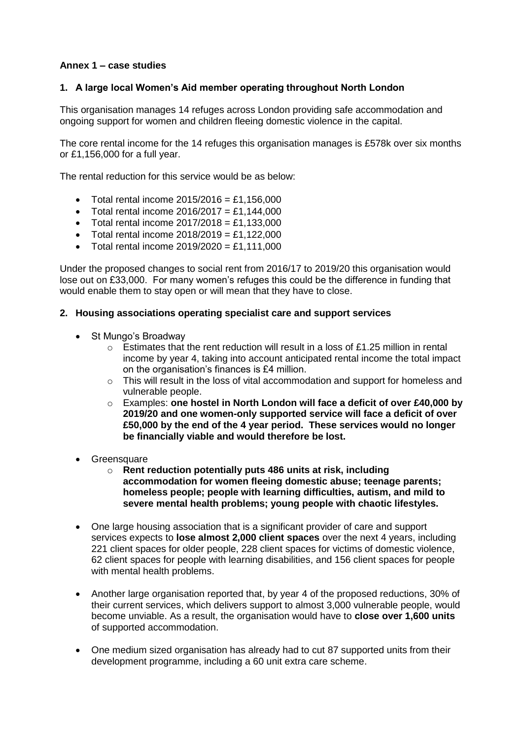**Annex 1 – case studies**

## 1. A large local Women's Aid member operating throughout North London

This organisation manages 14 refuges across London providing safe accommodation and ongoing support for women and children fleeing domestic violence in the capital.

The core rental income for the 14 refuges this organisation manages is £578k over six months or £1,156,000 for a full year.

The rental reduction for this service would be as below:

- Total rental income 2015/2016 = £1,156,000
- Total rental income 2016/2017 = £1,144,000
- Total rental income 2017/2018 = £1,133,000
- Total rental income 2018/2019 = £1,122,000
- Total rental income 2019/2020 = £1,111,000

Under the proposed changes to social rent from 2016/17 to 2019/20 this organisation would lose out on £33,000. For many women's refuges this could be the difference in funding that would enable them to stay open or will mean that they have to close.

## 2. Housing associations operating specialist care and support services

- St Mungo's Broadway
    - Estimates that the rent reduction will result in a loss of £1.25 million in rental income by year 4, taking into account anticipated rental income the total impact on the organisation's finances is £4 million.
    - This will result in the loss of vital accommodation and support for homeless and vulnerable people.
    - Examples: **one hostel in North London will face a deficit of over £40,000 by 2019/20 and one women-only supported service will face a deficit of over £50,000 by the end of the 4 year period. These services would no longer be financially viable and would therefore be lost.**
- Greensquare
    - **Rent reduction potentially puts 486 units at risk, including accommodation for women fleeing domestic abuse; teenage parents; homeless people; people with learning difficulties, autism, and mild to severe mental health problems; young people with chaotic lifestyles.**
- One large housing association that is a significant provider of care and support services expects to **lose almost 2,000 client spaces** over the next 4 years, including 221 client spaces for older people, 228 client spaces for victims of domestic violence, 62 client spaces for people with learning disabilities, and 156 client spaces for people with mental health problems.
- Another large organisation reported that, by year 4 of the proposed reductions, 30% of their current services, which delivers support to almost 3,000 vulnerable people, would become unviable. As a result, the organisation would have to **close over 1,600 units** of supported accommodation.
- One medium sized organisation has already had to cut 87 supported units from their development programme, including a 60 unit extra care scheme.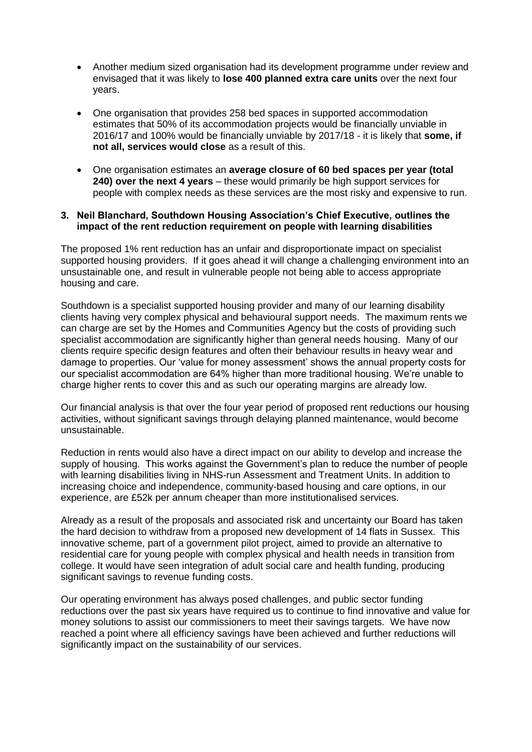- Another medium sized organisation had its development programme under review and envisaged that it was likely to **lose 400 planned extra care units** over the next four years.

- One organisation that provides 258 bed spaces in supported accommodation estimates that 50% of its accommodation projects would be financially unviable in 2016/17 and 100% would be financially unviable by 2017/18 - it is likely that **some, if not all, services would close** as a result of this.

- One organisation estimates an **average closure of 60 bed spaces per year (total 240) over the next 4 years** – these would primarily be high support services for people with complex needs as these services are the most risky and expensive to run.

### 3. Neil Blanchard, Southdown Housing Association's Chief Executive, outlines the impact of the rent reduction requirement on people with learning disabilities

The proposed 1% rent reduction has an unfair and disproportionate impact on specialist supported housing providers. If it goes ahead it will change a challenging environment into an unsustainable one, and result in vulnerable people not being able to access appropriate housing and care.

Southdown is a specialist supported housing provider and many of our learning disability clients having very complex physical and behavioural support needs. The maximum rents we can charge are set by the Homes and Communities Agency but the costs of providing such specialist accommodation are significantly higher than general needs housing. Many of our clients require specific design features and often their behaviour results in heavy wear and damage to properties. Our 'value for money assessment' shows the annual property costs for our specialist accommodation are 64% higher than more traditional housing. We're unable to charge higher rents to cover this and as such our operating margins are already low.

Our financial analysis is that over the four year period of proposed rent reductions our housing activities, without significant savings through delaying planned maintenance, would become unsustainable.

Reduction in rents would also have a direct impact on our ability to develop and increase the supply of housing. This works against the Government's plan to reduce the number of people with learning disabilities living in NHS-run Assessment and Treatment Units. In addition to increasing choice and independence, community-based housing and care options, in our experience, are £52k per annum cheaper than more institutionalised services.

Already as a result of the proposals and associated risk and uncertainty our Board has taken the hard decision to withdraw from a proposed new development of 14 flats in Sussex. This innovative scheme, part of a government pilot project, aimed to provide an alternative to residential care for young people with complex physical and health needs in transition from college. It would have seen integration of adult social care and health funding, producing significant savings to revenue funding costs.

Our operating environment has always posed challenges, and public sector funding reductions over the past six years have required us to continue to find innovative and value for money solutions to assist our commissioners to meet their savings targets. We have now reached a point where all efficiency savings have been achieved and further reductions will significantly impact on the sustainability of our services.